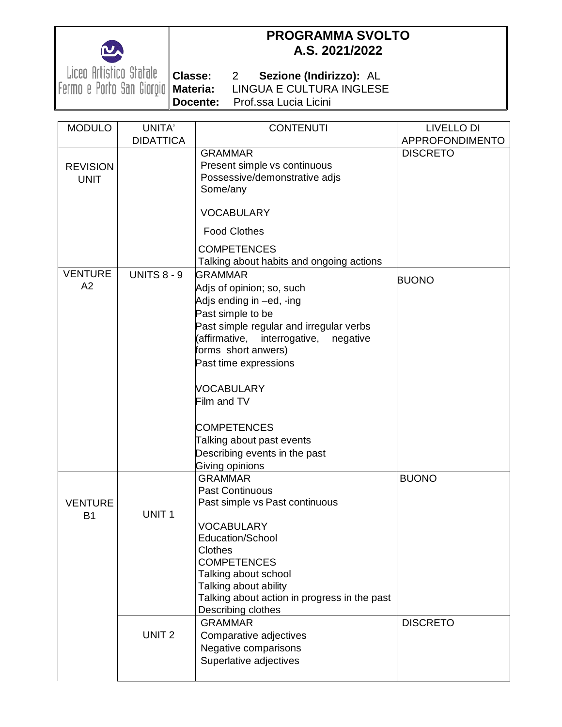Liceo Artistico Statale
Fermo e Porto San Giorgio

# PROGRAMMA SVOLTO
# A.S. 2021/2022

**Classe:** 2 **Sezione (Indirizzo):** AL
**Materia:** LINGUA E CULTURA INGLESE
**Docente:** Prof.ssa Lucia Licini

| MODULO | UNITA' DIDATTICA | CONTENUTI | LIVELLO DI APPROFONDIMENTO |
|---|---|---|---|
| REVISION UNIT | | GRAMMAR<br>Present simple vs continuous<br>Possessive/demonstrative adjs<br>Some/any<br><br>VOCABULARY<br>Food Clothes<br><br>COMPETENCES<br>Talking about habits and ongoing actions | DISCRETO |
| VENTURE A2 | UNITS 8 - 9 | GRAMMAR<br>Adjs of opinion; so, such<br>Adjs ending in –ed, -ing<br>Past simple to be<br>Past simple regular and irregular verbs (affirmative, interrogative, negative forms short anwers)<br>Past time expressions<br><br>VOCABULARY<br>Film and TV<br><br>COMPETENCES<br>Talking about past events<br>Describing events in the past<br>Giving opinions | BUONO |
| VENTURE B1 | UNIT 1 | GRAMMAR<br>Past Continuous<br>Past simple vs Past continuous<br><br>VOCABULARY<br>Education/School<br>Clothes<br>COMPETENCES<br>Talking about school<br>Talking about ability<br>Talking about action in progress in the past<br>Describing clothes | BUONO |
| | UNIT 2 | GRAMMAR<br>Comparative adjectives<br>Negative comparisons<br>Superlative adjectives | DISCRETO |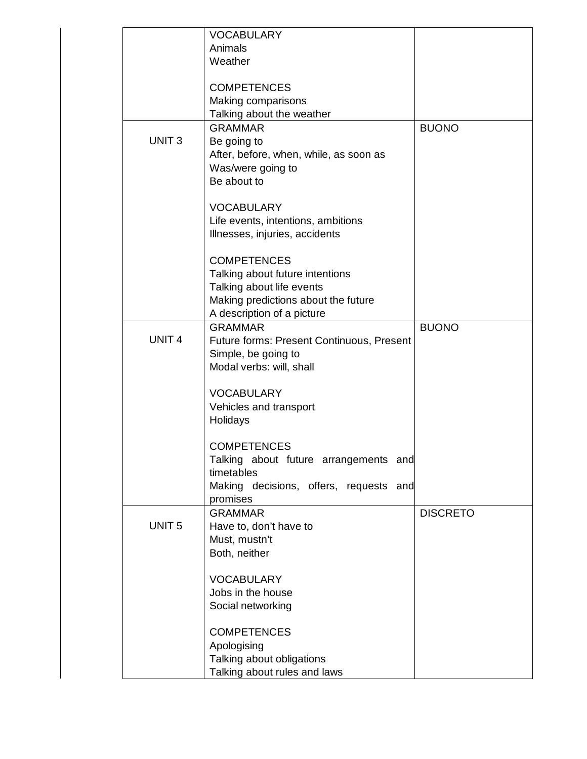| | | |
|---|---|---|
| | VOCABULARY<br>Animals<br>Weather<br><br>COMPETENCES<br>Making comparisons<br>Talking about the weather | |
| UNIT 3 | GRAMMAR<br>Be going to<br>After, before, when, while, as soon as<br>Was/were going to<br>Be about to<br><br>VOCABULARY<br>Life events, intentions, ambitions<br>Illnesses, injuries, accidents<br><br>COMPETENCES<br>Talking about future intentions<br>Talking about life events<br>Making predictions about the future<br>A description of a picture | BUONO |
| UNIT 4 | GRAMMAR<br>Future forms: Present Continuous, Present Simple, be going to<br>Modal verbs: will, shall<br><br>VOCABULARY<br>Vehicles and transport<br>Holidays<br><br>COMPETENCES<br>Talking about future arrangements and timetables<br>Making decisions, offers, requests and promises | BUONO |
| UNIT 5 | GRAMMAR<br>Have to, don't have to<br>Must, mustn't<br>Both, neither<br><br>VOCABULARY<br>Jobs in the house<br>Social networking<br><br>COMPETENCES<br>Apologising<br>Talking about obligations<br>Talking about rules and laws | DISCRETO |